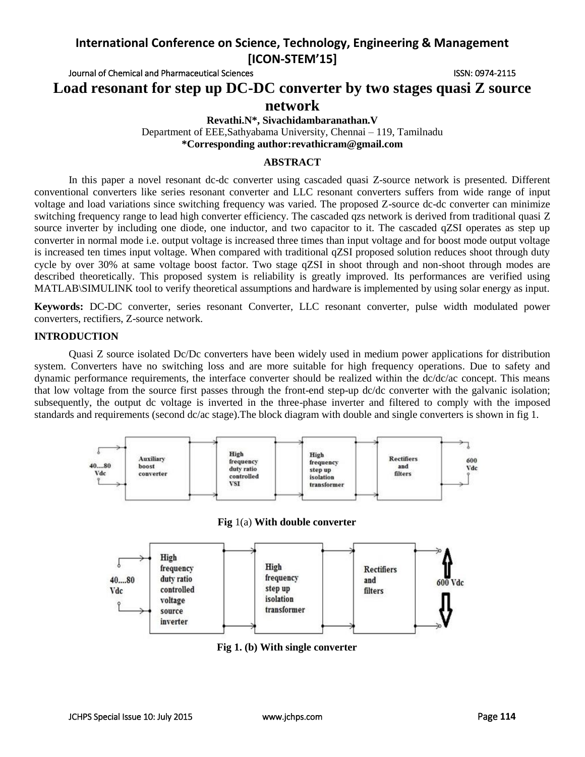# Load resonant for step up DC-DC converter by two stages quasi Z source network

**Revathi.N\*, Sivachidambaranathan.V**

Department of EEE,Sathyabama University, Chennai – 119, Tamilnadu

**\*Corresponding author:revathicram@gmail.com**

## ABSTRACT

In this paper a novel resonant dc-dc converter using cascaded quasi Z-source network is presented. Different conventional converters like series resonant converter and LLC resonant converters suffers from wide range of input voltage and load variations since switching frequency was varied. The proposed Z-source dc-dc converter can minimize switching frequency range to lead high converter efficiency. The cascaded qzs network is derived from traditional quasi Z source inverter by including one diode, one inductor, and two capacitor to it. The cascaded qZSI operates as step up converter in normal mode i.e. output voltage is increased three times than input voltage and for boost mode output voltage is increased ten times input voltage. When compared with traditional qZSI proposed solution reduces shoot through duty cycle by over 30% at same voltage boost factor. Two stage qZSI in shoot through and non-shoot through modes are described theoretically. This proposed system is reliability is greatly improved. Its performances are verified using MATLAB\SIMULINK tool to verify theoretical assumptions and hardware is implemented by using solar energy as input.

**Keywords:** DC-DC converter, series resonant Converter, LLC resonant converter, pulse width modulated power converters, rectifiers, Z-source network.

## INTRODUCTION

Quasi Z source isolated Dc/Dc converters have been widely used in medium power applications for distribution system. Converters have no switching loss and are more suitable for high frequency operations. Due to safety and dynamic performance requirements, the interface converter should be realized within the dc/dc/ac concept. This means that low voltage from the source first passes through the front-end step-up dc/dc converter with the galvanic isolation; subsequently, the output dc voltage is inverted in the three-phase inverter and filtered to comply with the imposed standards and requirements (second dc/ac stage).The block diagram with double and single converters is shown in fig 1.

40....80 Vdc → Auxiliary boost converter → High frequency duty ratio controlled VSI → High frequency step up isolation transformer → Rectifiers and filters → 600 Vdc

**Fig** 1(a) **With double converter**

40....80 Vdc → High frequency duty ratio controlled voltage source inverter → High frequency step up isolation transformer → Rectifiers and filters → 600 Vdc

**Fig 1. (b) With single converter**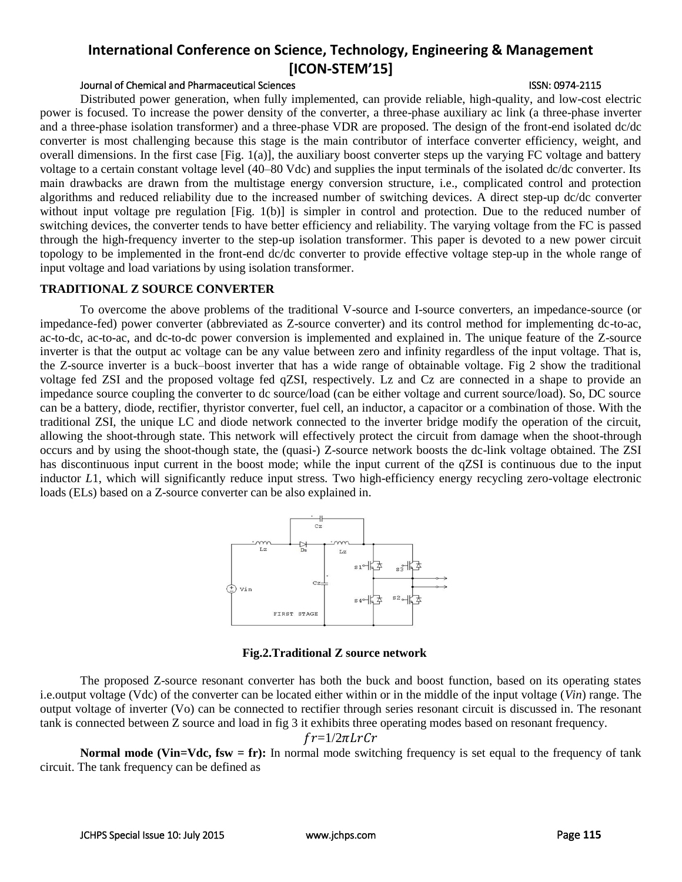Distributed power generation, when fully implemented, can provide reliable, high-quality, and low-cost electric power is focused. To increase the power density of the converter, a three-phase auxiliary ac link (a three-phase inverter and a three-phase isolation transformer) and a three-phase VDR are proposed. The design of the front-end isolated dc/dc converter is most challenging because this stage is the main contributor of interface converter efficiency, weight, and overall dimensions. In the first case [Fig. 1(a)], the auxiliary boost converter steps up the varying FC voltage and battery voltage to a certain constant voltage level (40–80 Vdc) and supplies the input terminals of the isolated dc/dc converter. Its main drawbacks are drawn from the multistage energy conversion structure, i.e., complicated control and protection algorithms and reduced reliability due to the increased number of switching devices. A direct step-up dc/dc converter without input voltage pre regulation [Fig. 1(b)] is simpler in control and protection. Due to the reduced number of switching devices, the converter tends to have better efficiency and reliability. The varying voltage from the FC is passed through the high-frequency inverter to the step-up isolation transformer. This paper is devoted to a new power circuit topology to be implemented in the front-end dc/dc converter to provide effective voltage step-up in the whole range of input voltage and load variations by using isolation transformer.

## TRADITIONAL Z SOURCE CONVERTER

To overcome the above problems of the traditional V-source and I-source converters, an impedance-source (or impedance-fed) power converter (abbreviated as Z-source converter) and its control method for implementing dc-to-ac, ac-to-dc, ac-to-ac, and dc-to-dc power conversion is implemented and explained in. The unique feature of the Z-source inverter is that the output ac voltage can be any value between zero and infinity regardless of the input voltage. That is, the Z-source inverter is a buck–boost inverter that has a wide range of obtainable voltage. Fig 2 show the traditional voltage fed ZSI and the proposed voltage fed qZSI, respectively. Lz and Cz are connected in a shape to provide an impedance source coupling the converter to dc source/load (can be either voltage and current source/load). So, DC source can be a battery, diode, rectifier, thyristor converter, fuel cell, an inductor, a capacitor or a combination of those. With the traditional ZSI, the unique LC and diode network connected to the inverter bridge modify the operation of the circuit, allowing the shoot-through state. This network will effectively protect the circuit from damage when the shoot-through occurs and by using the shoot-though state, the (quasi-) Z-source network boosts the dc-link voltage obtained. The ZSI has discontinuous input current in the boost mode; while the input current of the qZSI is continuous due to the input inductor $L1$, which will significantly reduce input stress. Two high-efficiency energy recycling zero-voltage electronic loads (ELs) based on a Z-source converter can be also explained in.

**Fig.2.Traditional Z source network**

The proposed Z-source resonant converter has both the buck and boost function, based on its operating states i.e.output voltage (Vdc) of the converter can be located either within or in the middle of the input voltage (*Vin*) range. The output voltage of inverter (Vo) can be connected to rectifier through series resonant circuit is discussed in. The resonant tank is connected between Z source and load in fig 3 it exhibits three operating modes based on resonant frequency.

$$fr=1/2\pi LrCr$$

**Normal mode (Vin=Vdc, fsw = fr):** In normal mode switching frequency is set equal to the frequency of tank circuit. The tank frequency can be defined as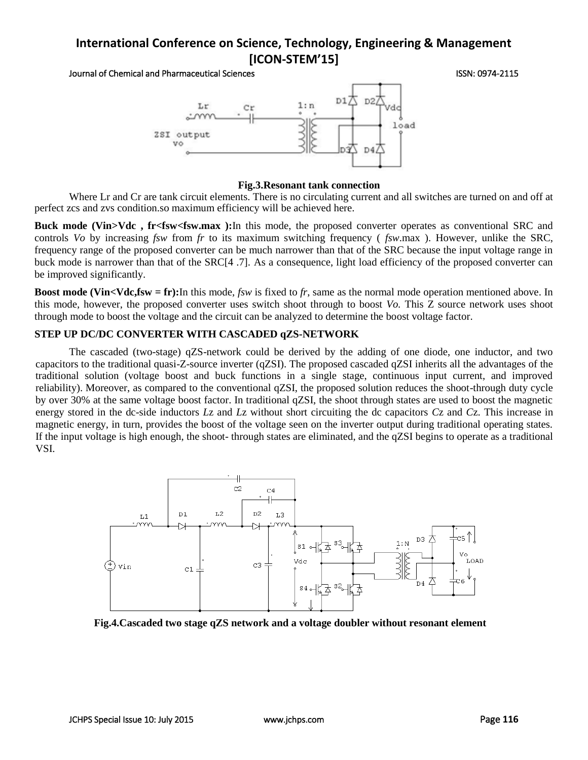**Fig.3.Resonant tank connection**

Where Lr and Cr are tank circuit elements. There is no circulating current and all switches are turned on and off at perfect zcs and zvs condition.so maximum efficiency will be achieved here.

**Buck mode (Vin>Vdc , fr<fsw<fsw.max ):** In this mode, the proposed converter operates as conventional SRC and controls *Vo* by increasing *fsw* from *fr* to its maximum switching frequency ( *fsw*.max ). However, unlike the SRC, frequency range of the proposed converter can be much narrower than that of the SRC because the input voltage range in buck mode is narrower than that of the SRC[4 .7]. As a consequence, light load efficiency of the proposed converter can be improved significantly.

**Boost mode (Vin<Vdc,fsw = fr):** In this mode, *fsw* is fixed to *fr*, same as the normal mode operation mentioned above. In this mode, however, the proposed converter uses switch shoot through to boost *Vo.* This Z source network uses shoot through mode to boost the voltage and the circuit can be analyzed to determine the boost voltage factor.

**STEP UP DC/DC CONVERTER WITH CASCADED qZS-NETWORK**

The cascaded (two-stage) qZS-network could be derived by the adding of one diode, one inductor, and two capacitors to the traditional quasi-Z-source inverter (qZSI). The proposed cascaded qZSI inherits all the advantages of the traditional solution (voltage boost and buck functions in a single stage, continuous input current, and improved reliability). Moreover, as compared to the conventional qZSI, the proposed solution reduces the shoot-through duty cycle by over 30% at the same voltage boost factor. In traditional qZSI, the shoot through states are used to boost the magnetic energy stored in the dc-side inductors *L*z and *L*z without short circuiting the dc capacitors *C*z and *C*z. This increase in magnetic energy, in turn, provides the boost of the voltage seen on the inverter output during traditional operating states. If the input voltage is high enough, the shoot- through states are eliminated, and the qZSI begins to operate as a traditional VSI.

**Fig.4.Cascaded two stage qZS network and a voltage doubler without resonant element**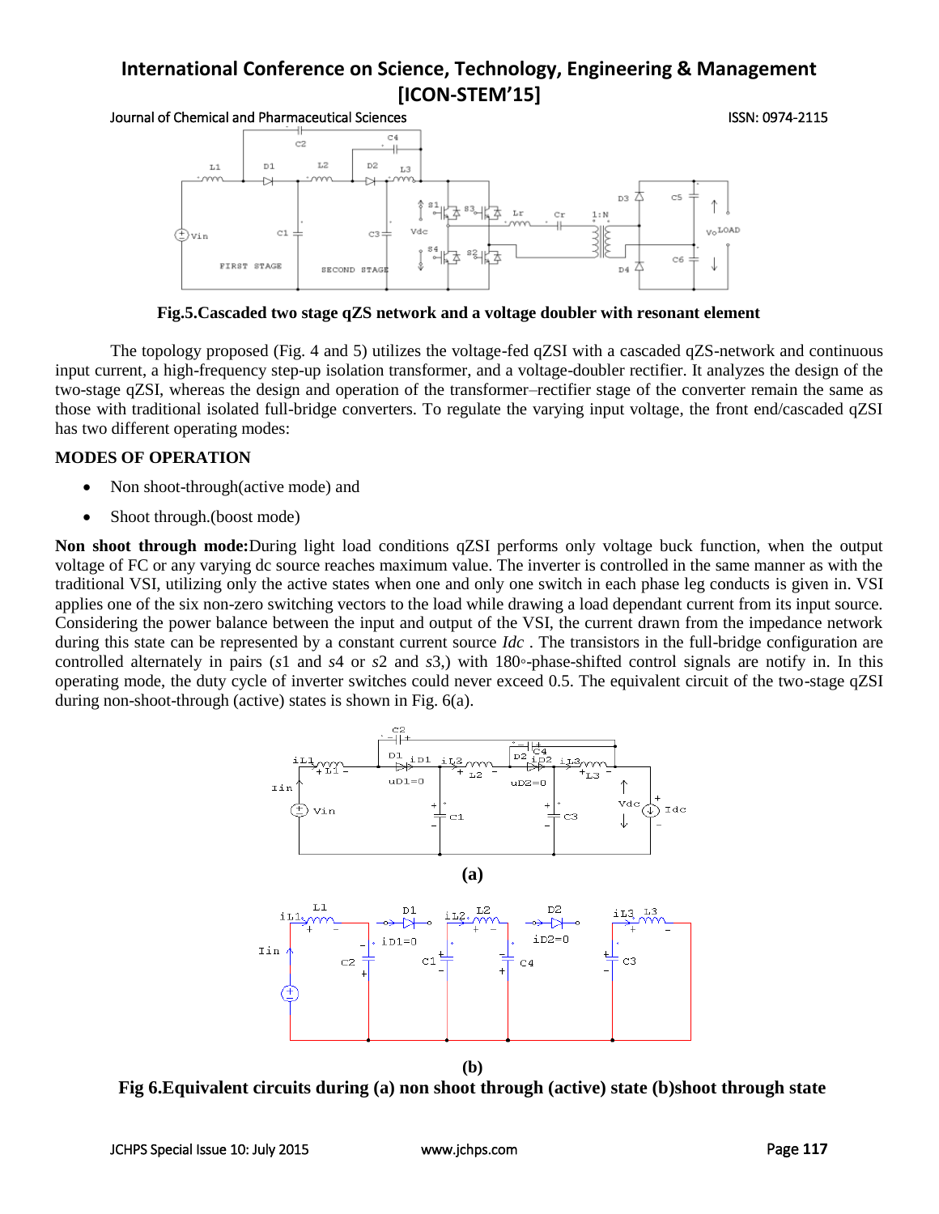**Fig.5.Cascaded two stage qZS network and a voltage doubler with resonant element**

The topology proposed (Fig. 4 and 5) utilizes the voltage-fed qZSI with a cascaded qZS-network and continuous input current, a high-frequency step-up isolation transformer, and a voltage-doubler rectifier. It analyzes the design of the two-stage qZSI, whereas the design and operation of the transformer–rectifier stage of the converter remain the same as those with traditional isolated full-bridge converters. To regulate the varying input voltage, the front end/cascaded qZSI has two different operating modes:

**MODES OF OPERATION**

- Non shoot-through(active mode) and
- Shoot through.(boost mode)

**Non shoot through mode:**During light load conditions qZSI performs only voltage buck function, when the output voltage of FC or any varying dc source reaches maximum value. The inverter is controlled in the same manner as with the traditional VSI, utilizing only the active states when one and only one switch in each phase leg conducts is given in. VSI applies one of the six non-zero switching vectors to the load while drawing a load dependant current from its input source. Considering the power balance between the input and output of the VSI, the current drawn from the impedance network during this state can be represented by a constant current source $I_{dc}$ . The transistors in the full-bridge configuration are controlled alternately in pairs ($s1$ and $s4$ or $s2$ and $s3$,) with 180◦-phase-shifted control signals are notify in. In this operating mode, the duty cycle of inverter switches could never exceed 0.5. The equivalent circuit of the two-stage qZSI during non-shoot-through (active) states is shown in Fig. 6(a).

(a)

(b)

**Fig 6.Equivalent circuits during (a) non shoot through (active) state (b)shoot through state**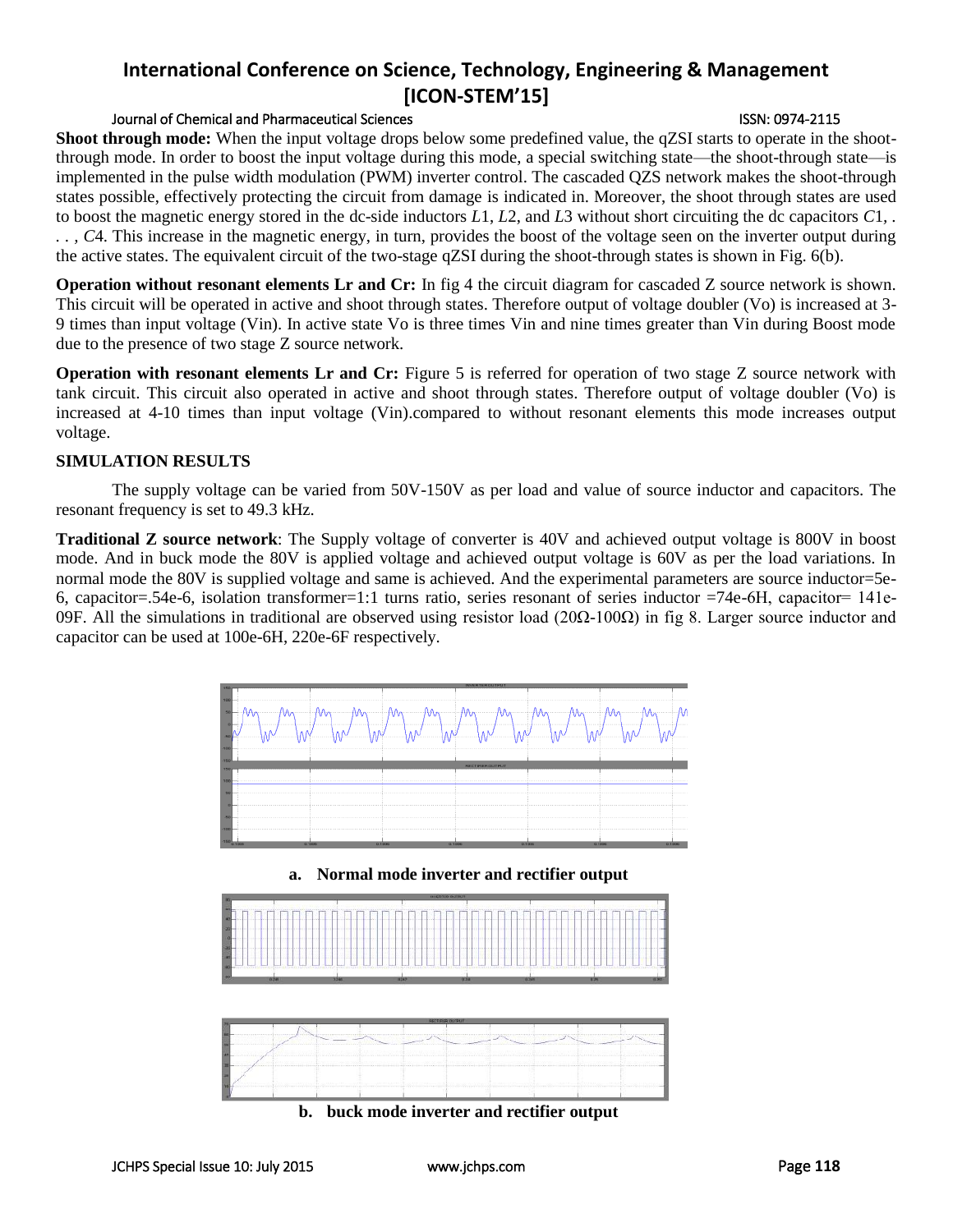**Shoot through mode:** When the input voltage drops below some predefined value, the qZSI starts to operate in the shoot-through mode. In order to boost the input voltage during this mode, a special switching state—the shoot-through state—is implemented in the pulse width modulation (PWM) inverter control. The cascaded QZS network makes the shoot-through states possible, effectively protecting the circuit from damage is indicated in. Moreover, the shoot through states are used to boost the magnetic energy stored in the dc-side inductors $L1$, $L2$, and $L3$ without short circuiting the dc capacitors $C1$, . . . , $C4$. This increase in the magnetic energy, in turn, provides the boost of the voltage seen on the inverter output during the active states. The equivalent circuit of the two-stage qZSI during the shoot-through states is shown in Fig. 6(b).

**Operation without resonant elements Lr and Cr:** In fig 4 the circuit diagram for cascaded Z source network is shown. This circuit will be operated in active and shoot through states. Therefore output of voltage doubler (Vo) is increased at 3-9 times than input voltage (Vin). In active state Vo is three times Vin and nine times greater than Vin during Boost mode due to the presence of two stage Z source network.

**Operation with resonant elements Lr and Cr:** Figure 5 is referred for operation of two stage Z source network with tank circuit. This circuit also operated in active and shoot through states. Therefore output of voltage doubler (Vo) is increased at 4-10 times than input voltage (Vin).compared to without resonant elements this mode increases output voltage.

## SIMULATION RESULTS

The supply voltage can be varied from 50V-150V as per load and value of source inductor and capacitors. The resonant frequency is set to 49.3 kHz.

**Traditional Z source network**: The Supply voltage of converter is 40V and achieved output voltage is 800V in boost mode. And in buck mode the 80V is applied voltage and achieved output voltage is 60V as per the load variations. In normal mode the 80V is supplied voltage and same is achieved. And the experimental parameters are source inductor=5e-6, capacitor=.54e-6, isolation transformer=1:1 turns ratio, series resonant of series inductor =74e-6H, capacitor= 141e-09F. All the simulations in traditional are observed using resistor load (20Ω-100Ω) in fig 8. Larger source inductor and capacitor can be used at 100e-6H, 220e-6F respectively.

**a. Normal mode inverter and rectifier output**

**b. buck mode inverter and rectifier output**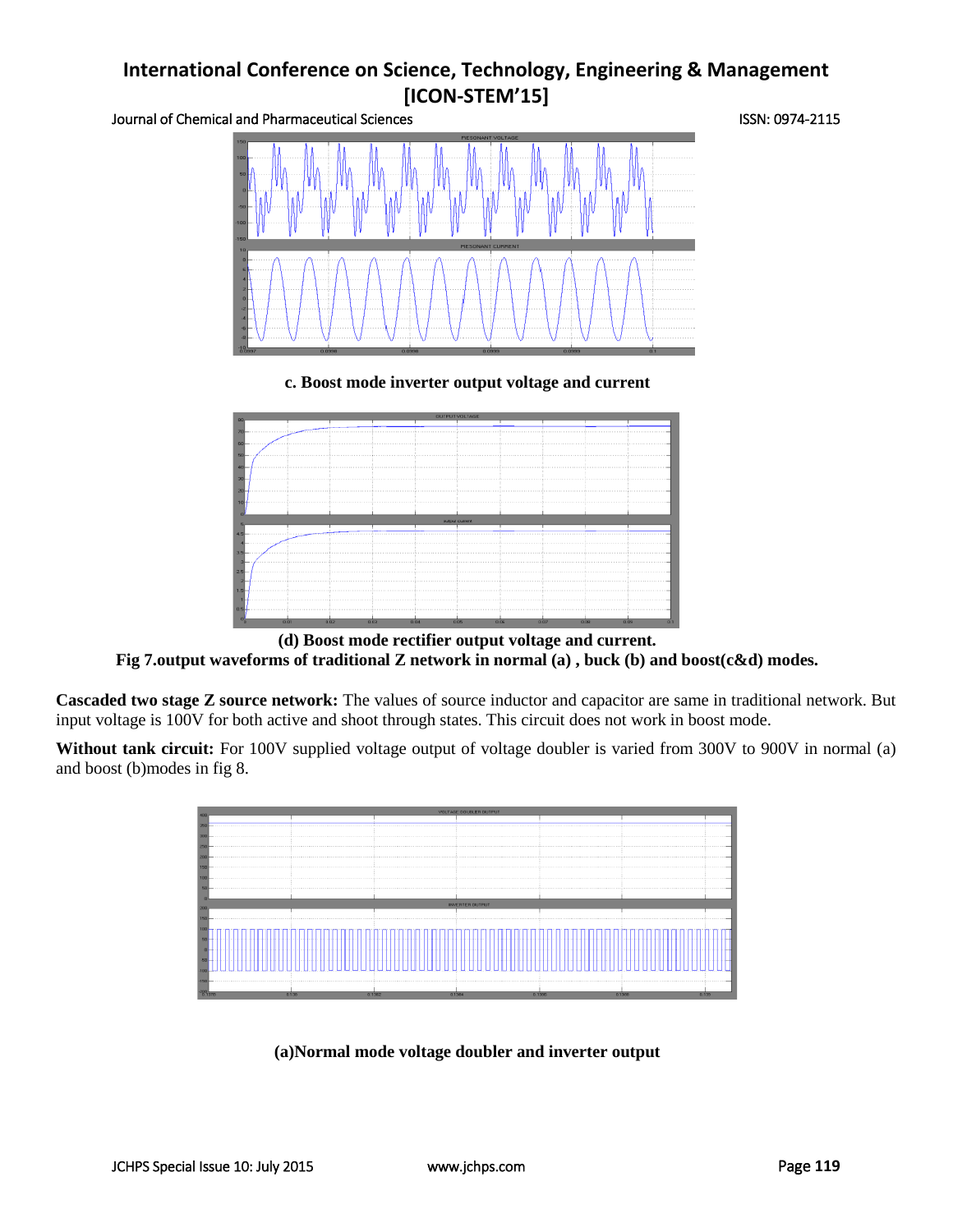c. Boost mode inverter output voltage and current

(d) Boost mode rectifier output voltage and current.

**Fig 7.output waveforms of traditional Z network in normal (a) , buck (b) and boost(c&d) modes.**

**Cascaded two stage Z source network:** The values of source inductor and capacitor are same in traditional network. But input voltage is 100V for both active and shoot through states. This circuit does not work in boost mode.

**Without tank circuit:** For 100V supplied voltage output of voltage doubler is varied from 300V to 900V in normal (a) and boost (b)modes in fig 8.

(a)Normal mode voltage doubler and inverter output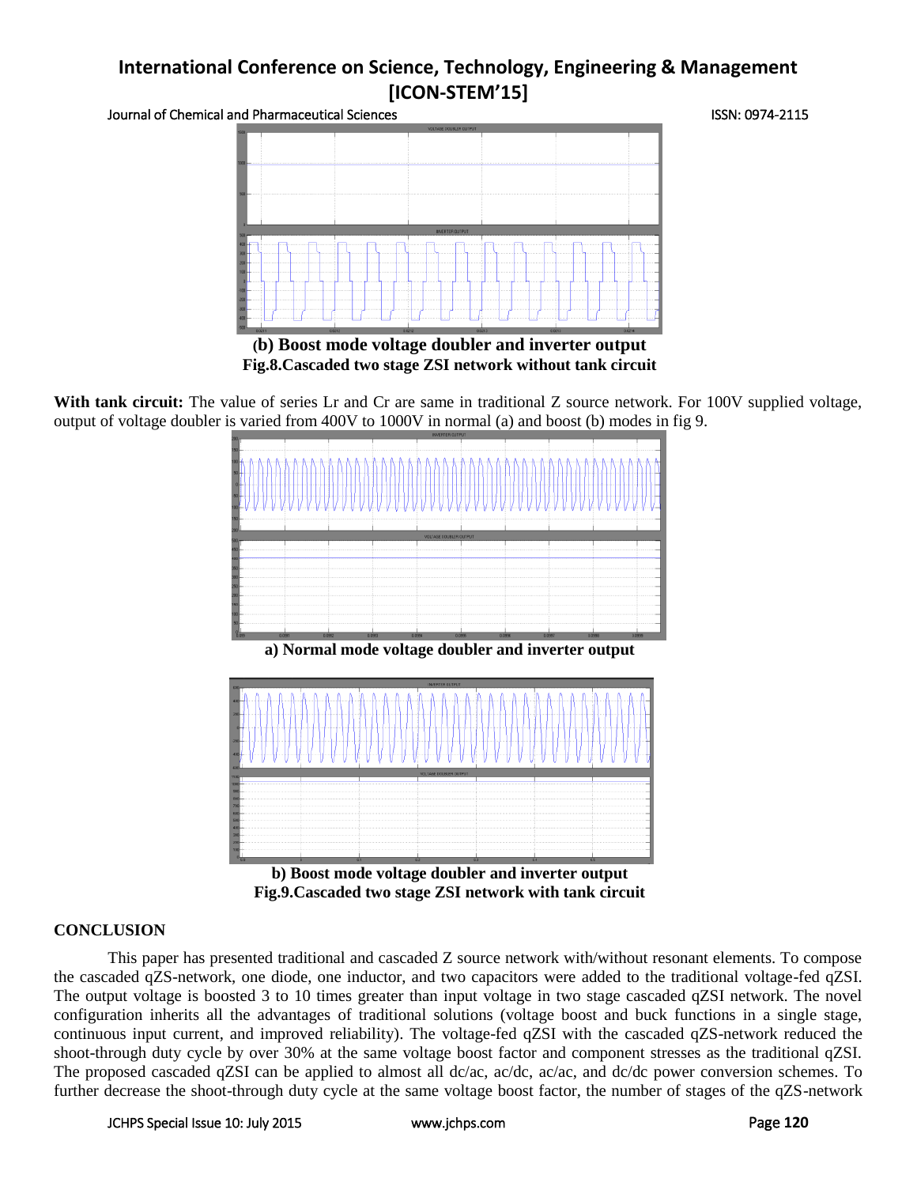**(b) Boost mode voltage doubler and inverter output**

**Fig.8.Cascaded two stage ZSI network without tank circuit**

**With tank circuit:** The value of series Lr and Cr are same in traditional Z source network. For 100V supplied voltage, output of voltage doubler is varied from 400V to 1000V in normal (a) and boost (b) modes in fig 9.

**a) Normal mode voltage doubler and inverter output**

**b) Boost mode voltage doubler and inverter output**

**Fig.9.Cascaded two stage ZSI network with tank circuit**

## CONCLUSION

This paper has presented traditional and cascaded Z source network with/without resonant elements. To compose the cascaded qZS-network, one diode, one inductor, and two capacitors were added to the traditional voltage-fed qZSI. The output voltage is boosted 3 to 10 times greater than input voltage in two stage cascaded qZSI network. The novel configuration inherits all the advantages of traditional solutions (voltage boost and buck functions in a single stage, continuous input current, and improved reliability). The voltage-fed qZSI with the cascaded qZS-network reduced the shoot-through duty cycle by over 30% at the same voltage boost factor and component stresses as the traditional qZSI. The proposed cascaded qZSI can be applied to almost all dc/ac, ac/dc, ac/ac, and dc/dc power conversion schemes. To further decrease the shoot-through duty cycle at the same voltage boost factor, the number of stages of the qZS-network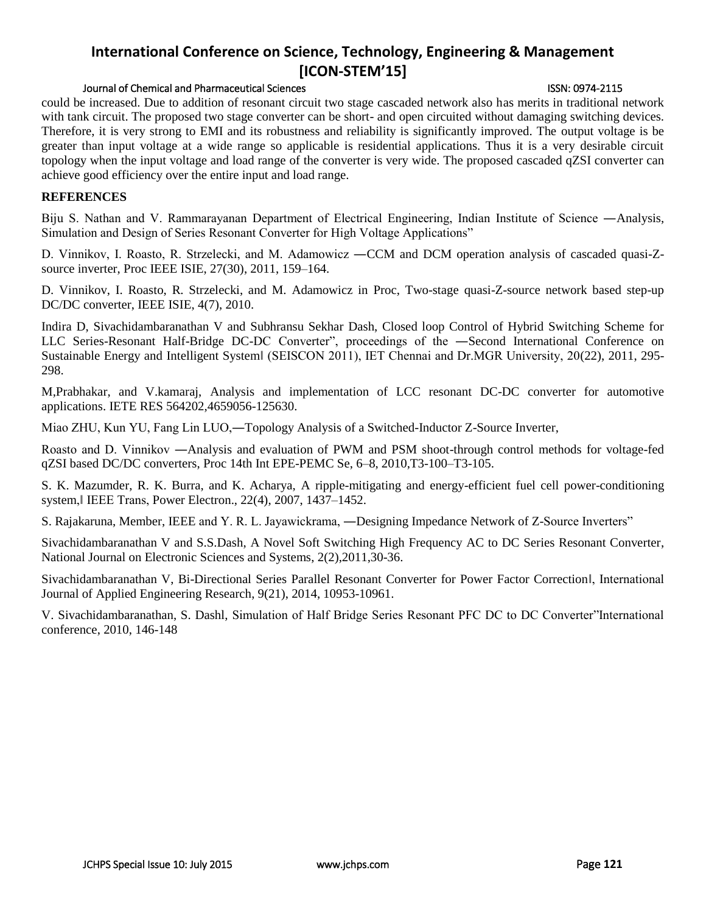could be increased. Due to addition of resonant circuit two stage cascaded network also has merits in traditional network with tank circuit. The proposed two stage converter can be short- and open circuited without damaging switching devices. Therefore, it is very strong to EMI and its robustness and reliability is significantly improved. The output voltage is be greater than input voltage at a wide range so applicable is residential applications. Thus it is a very desirable circuit topology when the input voltage and load range of the converter is very wide. The proposed cascaded qZSI converter can achieve good efficiency over the entire input and load range.

**REFERENCES**

Biju S. Nathan and V. Rammarayanan Department of Electrical Engineering, Indian Institute of Science ―Analysis, Simulation and Design of Series Resonant Converter for High Voltage Applications"

D. Vinnikov, I. Roasto, R. Strzelecki, and M. Adamowicz ―CCM and DCM operation analysis of cascaded quasi-Z-source inverter, Proc IEEE ISIE, 27(30), 2011, 159–164.

D. Vinnikov, I. Roasto, R. Strzelecki, and M. Adamowicz in Proc, Two-stage quasi-Z-source network based step-up DC/DC converter, IEEE ISIE, 4(7), 2010.

Indira D, Sivachidambaranathan V and Subhransu Sekhar Dash, Closed loop Control of Hybrid Switching Scheme for LLC Series-Resonant Half-Bridge DC-DC Converter", proceedings of the ―Second International Conference on Sustainable Energy and Intelligent System‖ (SEISCON 2011), IET Chennai and Dr.MGR University, 20(22), 2011, 295-298.

M,Prabhakar, and V.kamaraj, Analysis and implementation of LCC resonant DC-DC converter for automotive applications. IETE RES 564202,4659056-125630.

Miao ZHU, Kun YU, Fang Lin LUO,―Topology Analysis of a Switched-Inductor Z-Source Inverter,

Roasto and D. Vinnikov ―Analysis and evaluation of PWM and PSM shoot-through control methods for voltage-fed qZSI based DC/DC converters, Proc 14th Int EPE-PEMC Se, 6–8, 2010,T3-100–T3-105.

S. K. Mazumder, R. K. Burra, and K. Acharya, A ripple-mitigating and energy-efficient fuel cell power-conditioning system,‖ IEEE Trans, Power Electron., 22(4), 2007, 1437–1452.

S. Rajakaruna, Member, IEEE and Y. R. L. Jayawickrama, ―Designing Impedance Network of Z-Source Inverters"

Sivachidambaranathan V and S.S.Dash, A Novel Soft Switching High Frequency AC to DC Series Resonant Converter, National Journal on Electronic Sciences and Systems, 2(2),2011,30-36.

Sivachidambaranathan V, Bi-Directional Series Parallel Resonant Converter for Power Factor Correction‖, International Journal of Applied Engineering Research, 9(21), 2014, 10953-10961.

V. Sivachidambaranathan, S. Dashl, Simulation of Half Bridge Series Resonant PFC DC to DC Converter"International conference, 2010, 146-148